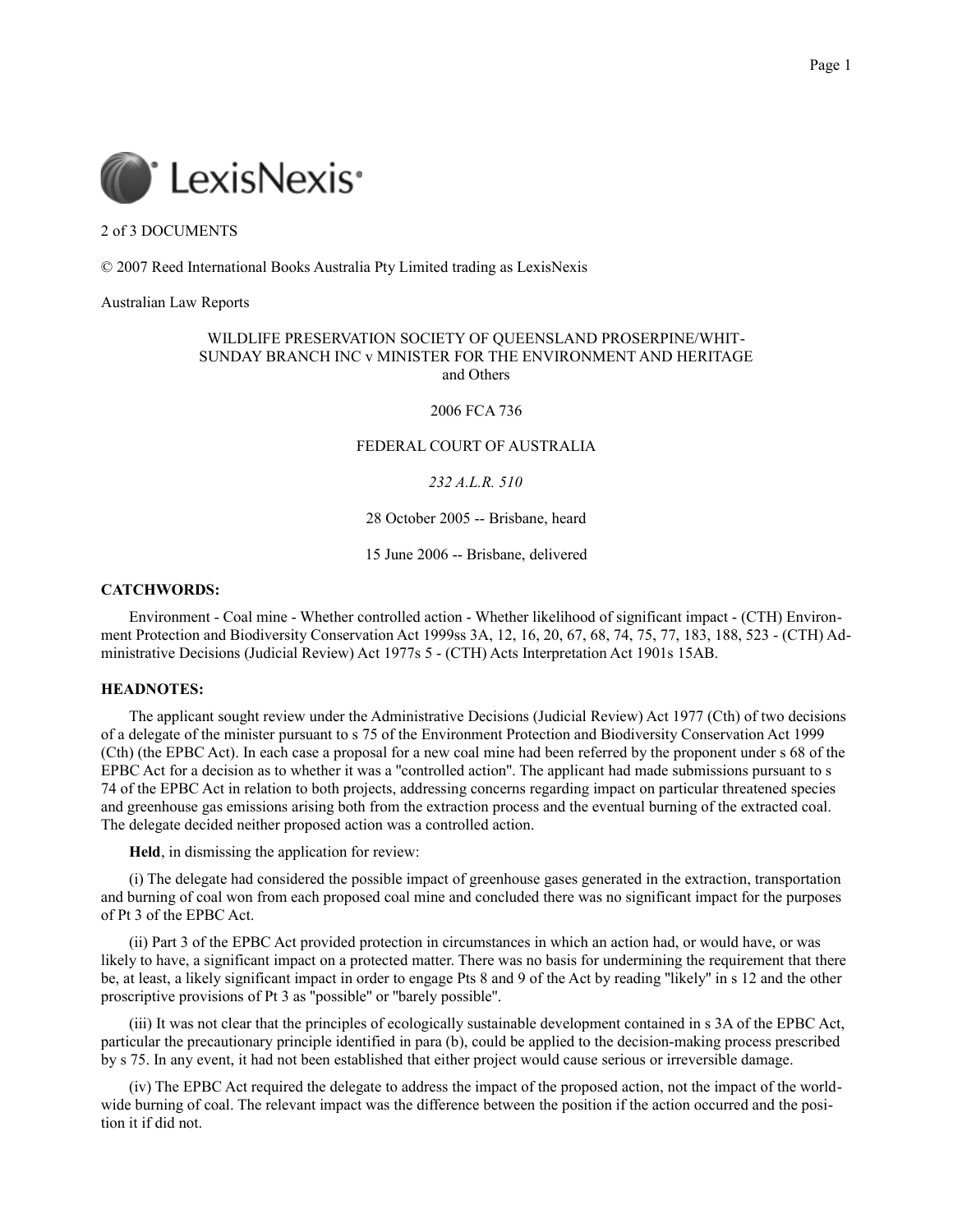2 of 3 DOCUMENTS

© 2007 Reed International Books Australia Pty Limited trading as LexisNexis

Australian Law Reports

WILDLIFE PRESERVATION SOCIETY OF QUEENSLAND PROSERPINE/WHITSUNDAY BRANCH INC v MINISTER FOR THE ENVIRONMENT AND HERITAGE and Others

2006 FCA 736

FEDERAL COURT OF AUSTRALIA

*232 A.L.R. 510*

28 October 2005 -- Brisbane, heard

15 June 2006 -- Brisbane, delivered

**CATCHWORDS:**

Environment - Coal mine - Whether controlled action - Whether likelihood of significant impact - (CTH) Environment Protection and Biodiversity Conservation Act 1999ss 3A, 12, 16, 20, 67, 68, 74, 75, 77, 183, 188, 523 - (CTH) Administrative Decisions (Judicial Review) Act 1977s 5 - (CTH) Acts Interpretation Act 1901s 15AB.

**HEADNOTES:**

The applicant sought review under the Administrative Decisions (Judicial Review) Act 1977 (Cth) of two decisions of a delegate of the minister pursuant to s 75 of the Environment Protection and Biodiversity Conservation Act 1999 (Cth) (the EPBC Act). In each case a proposal for a new coal mine had been referred by the proponent under s 68 of the EPBC Act for a decision as to whether it was a "controlled action". The applicant had made submissions pursuant to s 74 of the EPBC Act in relation to both projects, addressing concerns regarding impact on particular threatened species and greenhouse gas emissions arising both from the extraction process and the eventual burning of the extracted coal. The delegate decided neither proposed action was a controlled action.

**Held**, in dismissing the application for review:

(i) The delegate had considered the possible impact of greenhouse gases generated in the extraction, transportation and burning of coal won from each proposed coal mine and concluded there was no significant impact for the purposes of Pt 3 of the EPBC Act.

(ii) Part 3 of the EPBC Act provided protection in circumstances in which an action had, or would have, or was likely to have, a significant impact on a protected matter. There was no basis for undermining the requirement that there be, at least, a likely significant impact in order to engage Pts 8 and 9 of the Act by reading "likely" in s 12 and the other proscriptive provisions of Pt 3 as "possible" or "barely possible".

(iii) It was not clear that the principles of ecologically sustainable development contained in s 3A of the EPBC Act, particular the precautionary principle identified in para (b), could be applied to the decision-making process prescribed by s 75. In any event, it had not been established that either project would cause serious or irreversible damage.

(iv) The EPBC Act required the delegate to address the impact of the proposed action, not the impact of the world-wide burning of coal. The relevant impact was the difference between the position if the action occurred and the position it if did not.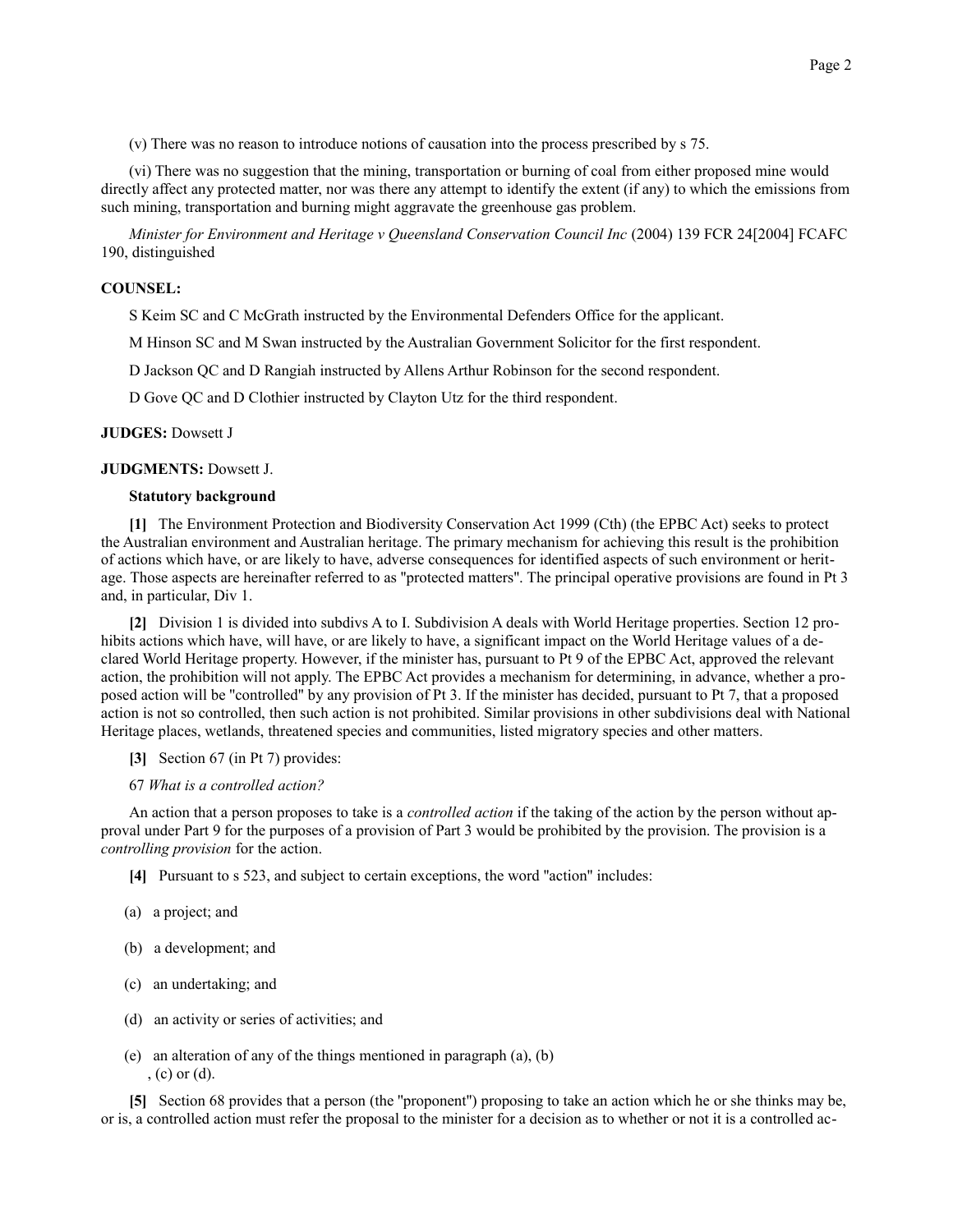(v) There was no reason to introduce notions of causation into the process prescribed by s 75.

(vi) There was no suggestion that the mining, transportation or burning of coal from either proposed mine would directly affect any protected matter, nor was there any attempt to identify the extent (if any) to which the emissions from such mining, transportation and burning might aggravate the greenhouse gas problem.

*Minister for Environment and Heritage v Queensland Conservation Council Inc* (2004) 139 FCR 24[2004] FCAFC 190, distinguished

**COUNSEL:**

S Keim SC and C McGrath instructed by the Environmental Defenders Office for the applicant.

M Hinson SC and M Swan instructed by the Australian Government Solicitor for the first respondent.

D Jackson QC and D Rangiah instructed by Allens Arthur Robinson for the second respondent.

D Gove QC and D Clothier instructed by Clayton Utz for the third respondent.

**JUDGES:** Dowsett J

**JUDGMENTS:** Dowsett J.

**Statutory background**

**[1]** The Environment Protection and Biodiversity Conservation Act 1999 (Cth) (the EPBC Act) seeks to protect the Australian environment and Australian heritage. The primary mechanism for achieving this result is the prohibition of actions which have, or are likely to have, adverse consequences for identified aspects of such environment or heritage. Those aspects are hereinafter referred to as "protected matters". The principal operative provisions are found in Pt 3 and, in particular, Div 1.

**[2]** Division 1 is divided into subdivs A to I. Subdivision A deals with World Heritage properties. Section 12 prohibits actions which have, will have, or are likely to have, a significant impact on the World Heritage values of a declared World Heritage property. However, if the minister has, pursuant to Pt 9 of the EPBC Act, approved the relevant action, the prohibition will not apply. The EPBC Act provides a mechanism for determining, in advance, whether a proposed action will be "controlled" by any provision of Pt 3. If the minister has decided, pursuant to Pt 7, that a proposed action is not so controlled, then such action is not prohibited. Similar provisions in other subdivisions deal with National Heritage places, wetlands, threatened species and communities, listed migratory species and other matters.

**[3]** Section 67 (in Pt 7) provides:

67 *What is a controlled action?*

An action that a person proposes to take is a *controlled action* if the taking of the action by the person without approval under Part 9 for the purposes of a provision of Part 3 would be prohibited by the provision. The provision is a *controlling provision* for the action.

**[4]** Pursuant to s 523, and subject to certain exceptions, the word "action" includes:

(a) a project; and

(b) a development; and

(c) an undertaking; and

(d) an activity or series of activities; and

(e) an alteration of any of the things mentioned in paragraph (a), (b), (c) or (d).

**[5]** Section 68 provides that a person (the "proponent") proposing to take an action which he or she thinks may be, or is, a controlled action must refer the proposal to the minister for a decision as to whether or not it is a controlled ac-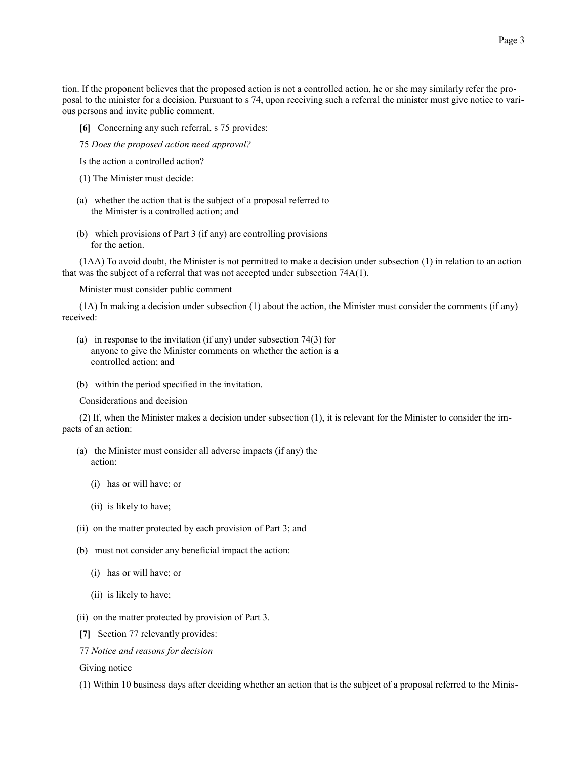tion. If the proponent believes that the proposed action is not a controlled action, he or she may similarly refer the proposal to the minister for a decision. Pursuant to s 74, upon receiving such a referral the minister must give notice to various persons and invite public comment.

**[6]** Concerning any such referral, s 75 provides:

75 *Does the proposed action need approval?*

Is the action a controlled action?

(1) The Minister must decide:

(a) whether the action that is the subject of a proposal referred to the Minister is a controlled action; and

(b) which provisions of Part 3 (if any) are controlling provisions for the action.

(1AA) To avoid doubt, the Minister is not permitted to make a decision under subsection (1) in relation to an action that was the subject of a referral that was not accepted under subsection 74A(1).

Minister must consider public comment

(1A) In making a decision under subsection (1) about the action, the Minister must consider the comments (if any) received:

(a) in response to the invitation (if any) under subsection 74(3) for anyone to give the Minister comments on whether the action is a controlled action; and

(b) within the period specified in the invitation.

Considerations and decision

(2) If, when the Minister makes a decision under subsection (1), it is relevant for the Minister to consider the impacts of an action:

(a) the Minister must consider all adverse impacts (if any) the action:

(i) has or will have; or

(ii) is likely to have;

(ii) on the matter protected by each provision of Part 3; and

(b) must not consider any beneficial impact the action:

(i) has or will have; or

(ii) is likely to have;

(ii) on the matter protected by provision of Part 3.

**[7]** Section 77 relevantly provides:

77 *Notice and reasons for decision*

Giving notice

(1) Within 10 business days after deciding whether an action that is the subject of a proposal referred to the Minis-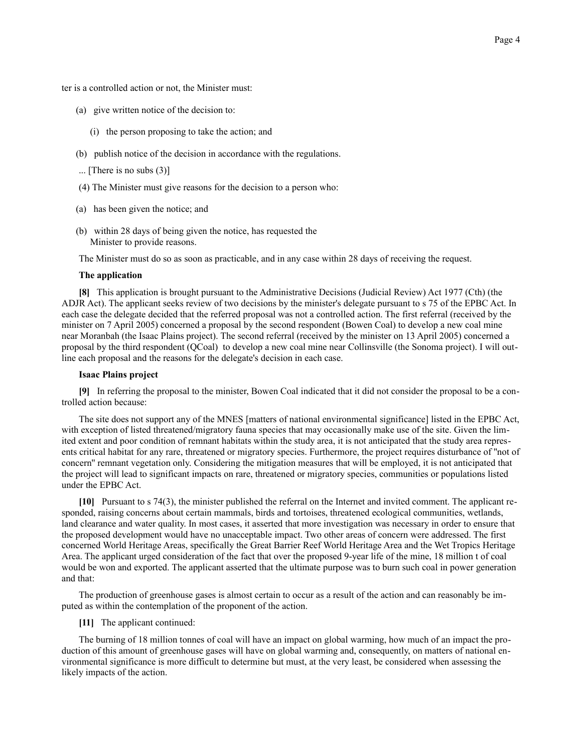ter is a controlled action or not, the Minister must:

(a) give written notice of the decision to:

(i) the person proposing to take the action; and

(b) publish notice of the decision in accordance with the regulations.

... [There is no subs (3)]

(4) The Minister must give reasons for the decision to a person who:

(a) has been given the notice; and

(b) within 28 days of being given the notice, has requested the Minister to provide reasons.

The Minister must do so as soon as practicable, and in any case within 28 days of receiving the request.

**The application**

**[8]** This application is brought pursuant to the Administrative Decisions (Judicial Review) Act 1977 (Cth) (the ADJR Act). The applicant seeks review of two decisions by the minister's delegate pursuant to s 75 of the EPBC Act. In each case the delegate decided that the referred proposal was not a controlled action. The first referral (received by the minister on 7 April 2005) concerned a proposal by the second respondent (Bowen Coal) to develop a new coal mine near Moranbah (the Isaac Plains project). The second referral (received by the minister on 13 April 2005) concerned a proposal by the third respondent (QCoal) to develop a new coal mine near Collinsville (the Sonoma project). I will outline each proposal and the reasons for the delegate's decision in each case.

**Isaac Plains project**

**[9]** In referring the proposal to the minister, Bowen Coal indicated that it did not consider the proposal to be a controlled action because:

The site does not support any of the MNES [matters of national environmental significance] listed in the EPBC Act, with exception of listed threatened/migratory fauna species that may occasionally make use of the site. Given the limited extent and poor condition of remnant habitats within the study area, it is not anticipated that the study area represents critical habitat for any rare, threatened or migratory species. Furthermore, the project requires disturbance of "not of concern" remnant vegetation only. Considering the mitigation measures that will be employed, it is not anticipated that the project will lead to significant impacts on rare, threatened or migratory species, communities or populations listed under the EPBC Act.

**[10]** Pursuant to s 74(3), the minister published the referral on the Internet and invited comment. The applicant responded, raising concerns about certain mammals, birds and tortoises, threatened ecological communities, wetlands, land clearance and water quality. In most cases, it asserted that more investigation was necessary in order to ensure that the proposed development would have no unacceptable impact. Two other areas of concern were addressed. The first concerned World Heritage Areas, specifically the Great Barrier Reef World Heritage Area and the Wet Tropics Heritage Area. The applicant urged consideration of the fact that over the proposed 9-year life of the mine, 18 million t of coal would be won and exported. The applicant asserted that the ultimate purpose was to burn such coal in power generation and that:

The production of greenhouse gases is almost certain to occur as a result of the action and can reasonably be imputed as within the contemplation of the proponent of the action.

**[11]** The applicant continued:

The burning of 18 million tonnes of coal will have an impact on global warming, how much of an impact the production of this amount of greenhouse gases will have on global warming and, consequently, on matters of national environmental significance is more difficult to determine but must, at the very least, be considered when assessing the likely impacts of the action.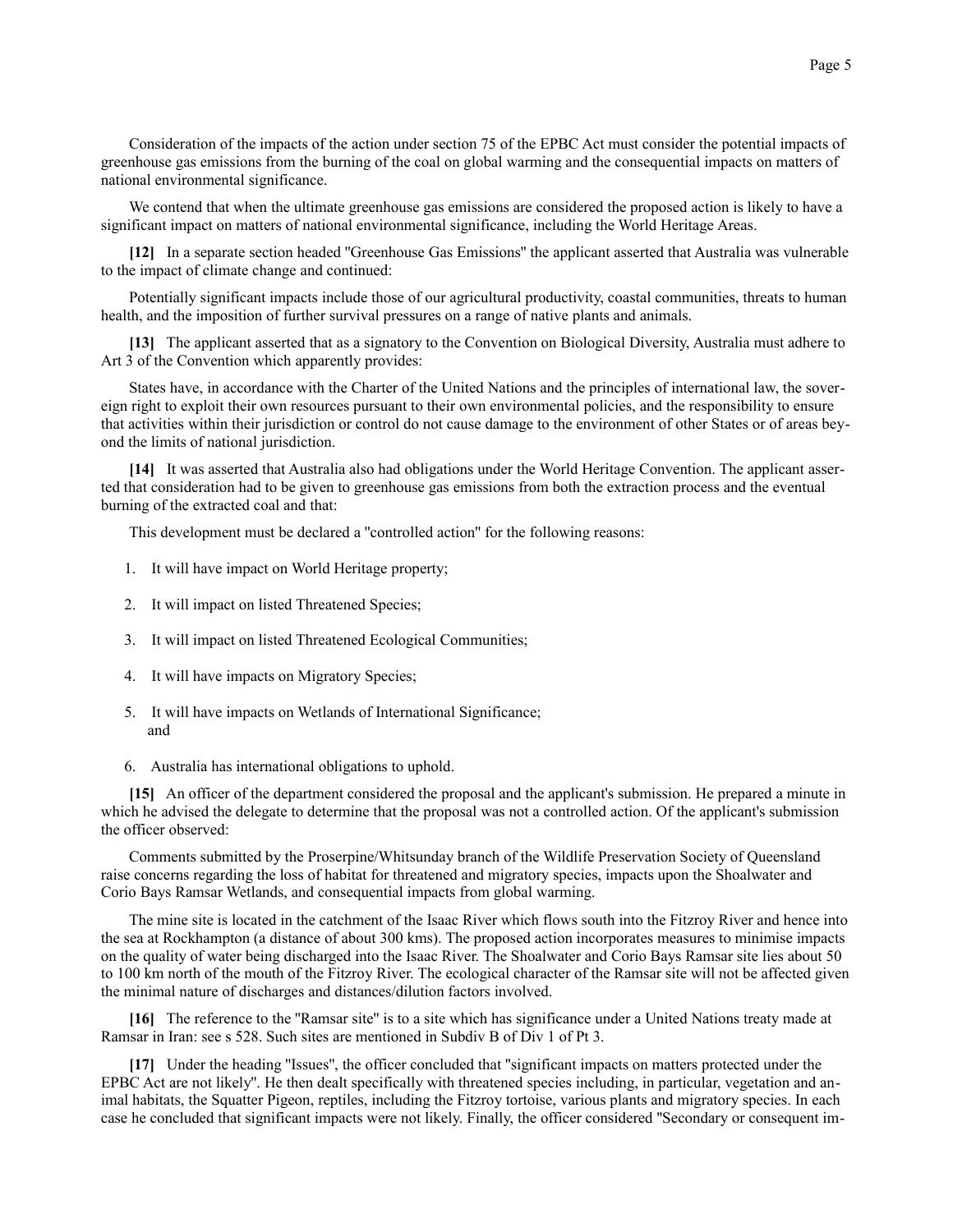Consideration of the impacts of the action under section 75 of the EPBC Act must consider the potential impacts of greenhouse gas emissions from the burning of the coal on global warming and the consequential impacts on matters of national environmental significance.

We contend that when the ultimate greenhouse gas emissions are considered the proposed action is likely to have a significant impact on matters of national environmental significance, including the World Heritage Areas.

**[12]** In a separate section headed "Greenhouse Gas Emissions" the applicant asserted that Australia was vulnerable to the impact of climate change and continued:

Potentially significant impacts include those of our agricultural productivity, coastal communities, threats to human health, and the imposition of further survival pressures on a range of native plants and animals.

**[13]** The applicant asserted that as a signatory to the Convention on Biological Diversity, Australia must adhere to Art 3 of the Convention which apparently provides:

States have, in accordance with the Charter of the United Nations and the principles of international law, the sovereign right to exploit their own resources pursuant to their own environmental policies, and the responsibility to ensure that activities within their jurisdiction or control do not cause damage to the environment of other States or of areas beyond the limits of national jurisdiction.

**[14]** It was asserted that Australia also had obligations under the World Heritage Convention. The applicant asserted that consideration had to be given to greenhouse gas emissions from both the extraction process and the eventual burning of the extracted coal and that:

This development must be declared a "controlled action" for the following reasons:

1. It will have impact on World Heritage property;
2. It will impact on listed Threatened Species;
3. It will impact on listed Threatened Ecological Communities;
4. It will have impacts on Migratory Species;
5. It will have impacts on Wetlands of International Significance; and
6. Australia has international obligations to uphold.

**[15]** An officer of the department considered the proposal and the applicant's submission. He prepared a minute in which he advised the delegate to determine that the proposal was not a controlled action. Of the applicant's submission the officer observed:

Comments submitted by the Proserpine/Whitsunday branch of the Wildlife Preservation Society of Queensland raise concerns regarding the loss of habitat for threatened and migratory species, impacts upon the Shoalwater and Corio Bays Ramsar Wetlands, and consequential impacts from global warming.

The mine site is located in the catchment of the Isaac River which flows south into the Fitzroy River and hence into the sea at Rockhampton (a distance of about 300 kms). The proposed action incorporates measures to minimise impacts on the quality of water being discharged into the Isaac River. The Shoalwater and Corio Bays Ramsar site lies about 50 to 100 km north of the mouth of the Fitzroy River. The ecological character of the Ramsar site will not be affected given the minimal nature of discharges and distances/dilution factors involved.

**[16]** The reference to the "Ramsar site" is to a site which has significance under a United Nations treaty made at Ramsar in Iran: see s 528. Such sites are mentioned in Subdiv B of Div 1 of Pt 3.

**[17]** Under the heading "Issues", the officer concluded that "significant impacts on matters protected under the EPBC Act are not likely". He then dealt specifically with threatened species including, in particular, vegetation and animal habitats, the Squatter Pigeon, reptiles, including the Fitzroy tortoise, various plants and migratory species. In each case he concluded that significant impacts were not likely. Finally, the officer considered "Secondary or consequent im-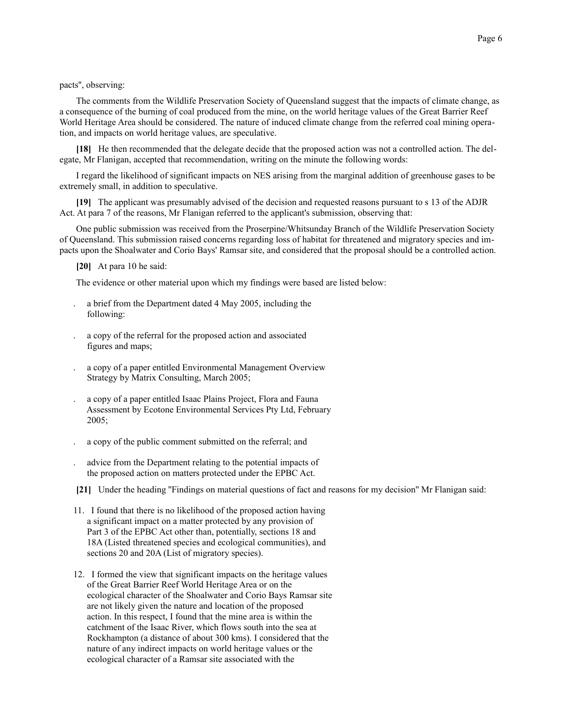pacts", observing:

The comments from the Wildlife Preservation Society of Queensland suggest that the impacts of climate change, as a consequence of the burning of coal produced from the mine, on the world heritage values of the Great Barrier Reef World Heritage Area should be considered. The nature of induced climate change from the referred coal mining operation, and impacts on world heritage values, are speculative.

**[18]** He then recommended that the delegate decide that the proposed action was not a controlled action. The delegate, Mr Flanigan, accepted that recommendation, writing on the minute the following words:

I regard the likelihood of significant impacts on NES arising from the marginal addition of greenhouse gases to be extremely small, in addition to speculative.

**[19]** The applicant was presumably advised of the decision and requested reasons pursuant to s 13 of the ADJR Act. At para 7 of the reasons, Mr Flanigan referred to the applicant's submission, observing that:

One public submission was received from the Proserpine/Whitsunday Branch of the Wildlife Preservation Society of Queensland. This submission raised concerns regarding loss of habitat for threatened and migratory species and impacts upon the Shoalwater and Corio Bays' Ramsar site, and considered that the proposal should be a controlled action.

**[20]** At para 10 he said:

The evidence or other material upon which my findings were based are listed below:

. a brief from the Department dated 4 May 2005, including the following:

. a copy of the referral for the proposed action and associated figures and maps;

. a copy of a paper entitled Environmental Management Overview Strategy by Matrix Consulting, March 2005;

. a copy of a paper entitled Isaac Plains Project, Flora and Fauna Assessment by Ecotone Environmental Services Pty Ltd, February 2005;

. a copy of the public comment submitted on the referral; and

. advice from the Department relating to the potential impacts of the proposed action on matters protected under the EPBC Act.

**[21]** Under the heading "Findings on material questions of fact and reasons for my decision" Mr Flanigan said:

11. I found that there is no likelihood of the proposed action having a significant impact on a matter protected by any provision of Part 3 of the EPBC Act other than, potentially, sections 18 and 18A (Listed threatened species and ecological communities), and sections 20 and 20A (List of migratory species).

12. I formed the view that significant impacts on the heritage values of the Great Barrier Reef World Heritage Area or on the ecological character of the Shoalwater and Corio Bays Ramsar site are not likely given the nature and location of the proposed action. In this respect, I found that the mine area is within the catchment of the Isaac River, which flows south into the sea at Rockhampton (a distance of about 300 kms). I considered that the nature of any indirect impacts on world heritage values or the ecological character of a Ramsar site associated with the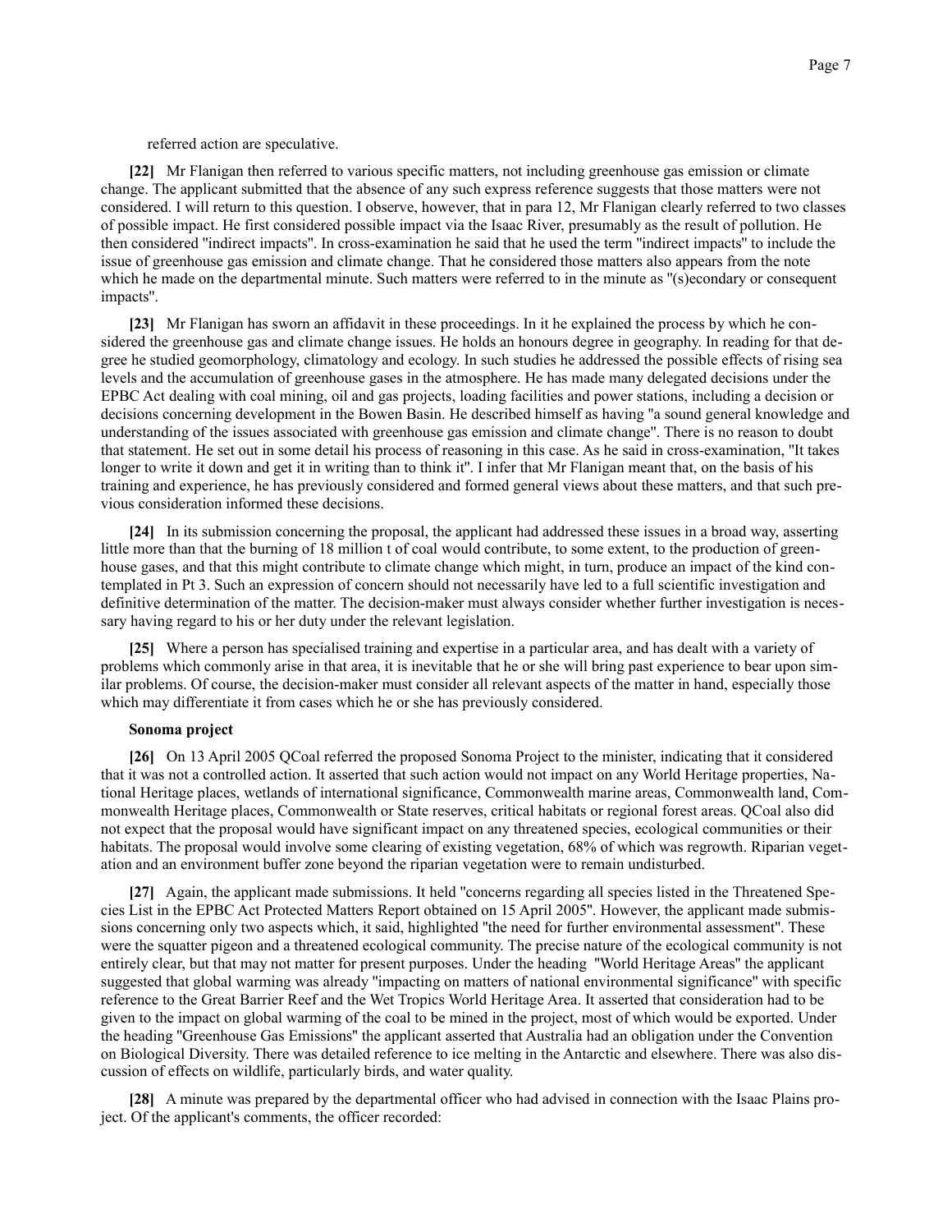referred action are speculative.

**[22]** Mr Flanigan then referred to various specific matters, not including greenhouse gas emission or climate change. The applicant submitted that the absence of any such express reference suggests that those matters were not considered. I will return to this question. I observe, however, that in para 12, Mr Flanigan clearly referred to two classes of possible impact. He first considered possible impact via the Isaac River, presumably as the result of pollution. He then considered "indirect impacts". In cross-examination he said that he used the term "indirect impacts" to include the issue of greenhouse gas emission and climate change. That he considered those matters also appears from the note which he made on the departmental minute. Such matters were referred to in the minute as "(s)econdary or consequent impacts".

**[23]** Mr Flanigan has sworn an affidavit in these proceedings. In it he explained the process by which he considered the greenhouse gas and climate change issues. He holds an honours degree in geography. In reading for that degree he studied geomorphology, climatology and ecology. In such studies he addressed the possible effects of rising sea levels and the accumulation of greenhouse gases in the atmosphere. He has made many delegated decisions under the EPBC Act dealing with coal mining, oil and gas projects, loading facilities and power stations, including a decision or decisions concerning development in the Bowen Basin. He described himself as having "a sound general knowledge and understanding of the issues associated with greenhouse gas emission and climate change". There is no reason to doubt that statement. He set out in some detail his process of reasoning in this case. As he said in cross-examination, "It takes longer to write it down and get it in writing than to think it". I infer that Mr Flanigan meant that, on the basis of his training and experience, he has previously considered and formed general views about these matters, and that such previous consideration informed these decisions.

**[24]** In its submission concerning the proposal, the applicant had addressed these issues in a broad way, asserting little more than that the burning of 18 million t of coal would contribute, to some extent, to the production of greenhouse gases, and that this might contribute to climate change which might, in turn, produce an impact of the kind contemplated in Pt 3. Such an expression of concern should not necessarily have led to a full scientific investigation and definitive determination of the matter. The decision-maker must always consider whether further investigation is necessary having regard to his or her duty under the relevant legislation.

**[25]** Where a person has specialised training and expertise in a particular area, and has dealt with a variety of problems which commonly arise in that area, it is inevitable that he or she will bring past experience to bear upon similar problems. Of course, the decision-maker must consider all relevant aspects of the matter in hand, especially those which may differentiate it from cases which he or she has previously considered.

**Sonoma project**

**[26]** On 13 April 2005 QCoal referred the proposed Sonoma Project to the minister, indicating that it considered that it was not a controlled action. It asserted that such action would not impact on any World Heritage properties, National Heritage places, wetlands of international significance, Commonwealth marine areas, Commonwealth land, Commonwealth Heritage places, Commonwealth or State reserves, critical habitats or regional forest areas. QCoal also did not expect that the proposal would have significant impact on any threatened species, ecological communities or their habitats. The proposal would involve some clearing of existing vegetation, 68% of which was regrowth. Riparian vegetation and an environment buffer zone beyond the riparian vegetation were to remain undisturbed.

**[27]** Again, the applicant made submissions. It held "concerns regarding all species listed in the Threatened Species List in the EPBC Act Protected Matters Report obtained on 15 April 2005". However, the applicant made submissions concerning only two aspects which, it said, highlighted "the need for further environmental assessment". These were the squatter pigeon and a threatened ecological community. The precise nature of the ecological community is not entirely clear, but that may not matter for present purposes. Under the heading "World Heritage Areas" the applicant suggested that global warming was already "impacting on matters of national environmental significance" with specific reference to the Great Barrier Reef and the Wet Tropics World Heritage Area. It asserted that consideration had to be given to the impact on global warming of the coal to be mined in the project, most of which would be exported. Under the heading "Greenhouse Gas Emissions" the applicant asserted that Australia had an obligation under the Convention on Biological Diversity. There was detailed reference to ice melting in the Antarctic and elsewhere. There was also discussion of effects on wildlife, particularly birds, and water quality.

**[28]** A minute was prepared by the departmental officer who had advised in connection with the Isaac Plains project. Of the applicant's comments, the officer recorded: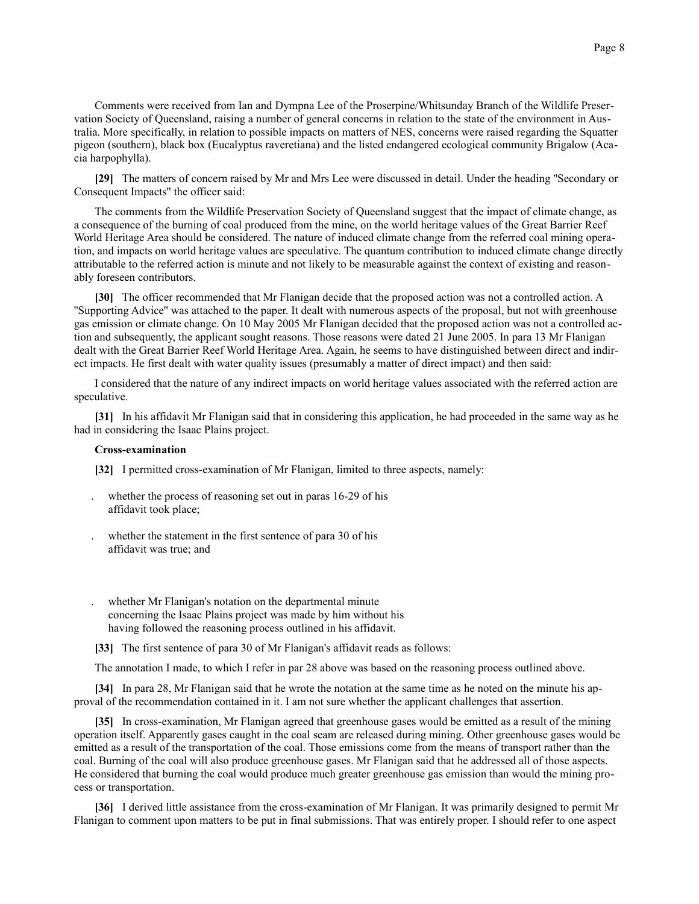Comments were received from Ian and Dympna Lee of the Proserpine/Whitsunday Branch of the Wildlife Preservation Society of Queensland, raising a number of general concerns in relation to the state of the environment in Australia. More specifically, in relation to possible impacts on matters of NES, concerns were raised regarding the Squatter pigeon (southern), black box (Eucalyptus raveretiana) and the listed endangered ecological community Brigalow (Acacia harpophylla).

**[29]** The matters of concern raised by Mr and Mrs Lee were discussed in detail. Under the heading "Secondary or Consequent Impacts" the officer said:

The comments from the Wildlife Preservation Society of Queensland suggest that the impact of climate change, as a consequence of the burning of coal produced from the mine, on the world heritage values of the Great Barrier Reef World Heritage Area should be considered. The nature of induced climate change from the referred coal mining operation, and impacts on world heritage values are speculative. The quantum contribution to induced climate change directly attributable to the referred action is minute and not likely to be measurable against the context of existing and reasonably foreseen contributors.

**[30]** The officer recommended that Mr Flanigan decide that the proposed action was not a controlled action. A "Supporting Advice" was attached to the paper. It dealt with numerous aspects of the proposal, but not with greenhouse gas emission or climate change. On 10 May 2005 Mr Flanigan decided that the proposed action was not a controlled action and subsequently, the applicant sought reasons. Those reasons were dated 21 June 2005. In para 13 Mr Flanigan dealt with the Great Barrier Reef World Heritage Area. Again, he seems to have distinguished between direct and indirect impacts. He first dealt with water quality issues (presumably a matter of direct impact) and then said:

I considered that the nature of any indirect impacts on world heritage values associated with the referred action are speculative.

**[31]** In his affidavit Mr Flanigan said that in considering this application, he had proceeded in the same way as he had in considering the Isaac Plains project.

**Cross-examination**

**[32]** I permitted cross-examination of Mr Flanigan, limited to three aspects, namely:

- whether the process of reasoning set out in paras 16-29 of his affidavit took place;
- whether the statement in the first sentence of para 30 of his affidavit was true; and
- whether Mr Flanigan's notation on the departmental minute concerning the Isaac Plains project was made by him without his having followed the reasoning process outlined in his affidavit.

**[33]** The first sentence of para 30 of Mr Flanigan's affidavit reads as follows:

The annotation I made, to which I refer in par 28 above was based on the reasoning process outlined above.

**[34]** In para 28, Mr Flanigan said that he wrote the notation at the same time as he noted on the minute his approval of the recommendation contained in it. I am not sure whether the applicant challenges that assertion.

**[35]** In cross-examination, Mr Flanigan agreed that greenhouse gases would be emitted as a result of the mining operation itself. Apparently gases caught in the coal seam are released during mining. Other greenhouse gases would be emitted as a result of the transportation of the coal. Those emissions come from the means of transport rather than the coal. Burning of the coal will also produce greenhouse gases. Mr Flanigan said that he addressed all of those aspects. He considered that burning the coal would produce much greater greenhouse gas emission than would the mining process or transportation.

**[36]** I derived little assistance from the cross-examination of Mr Flanigan. It was primarily designed to permit Mr Flanigan to comment upon matters to be put in final submissions. That was entirely proper. I should refer to one aspect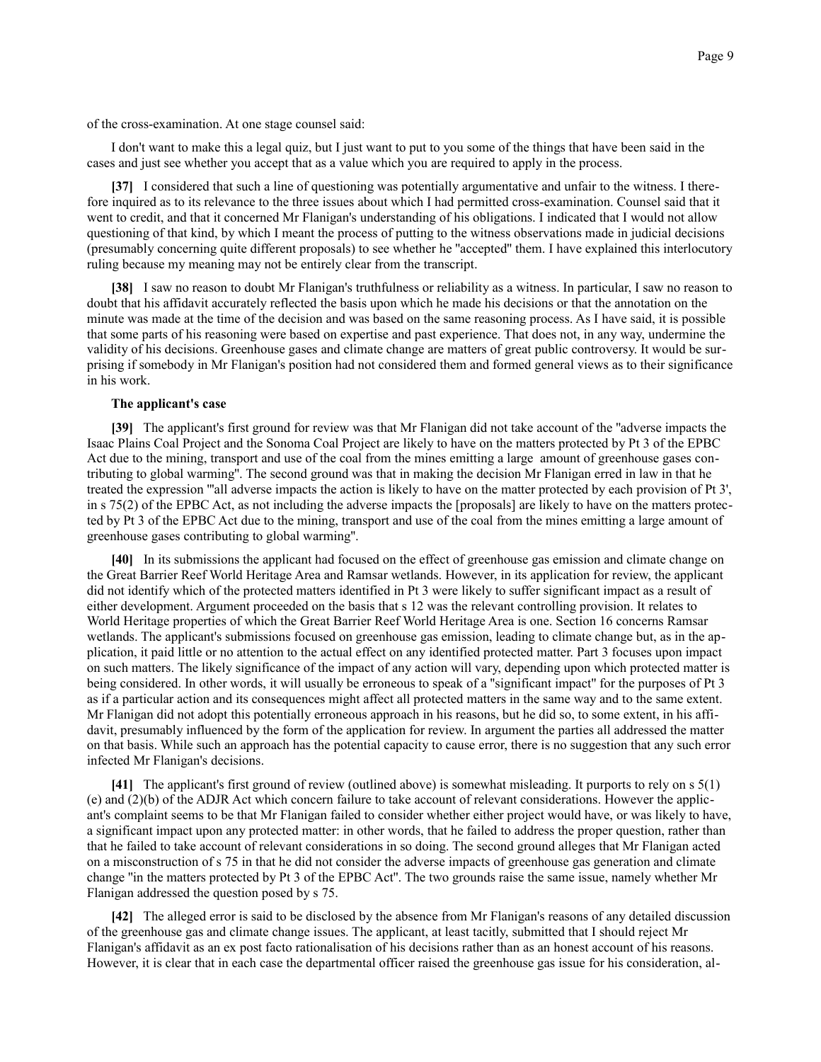of the cross-examination. At one stage counsel said:

I don't want to make this a legal quiz, but I just want to put to you some of the things that have been said in the cases and just see whether you accept that as a value which you are required to apply in the process.

**[37]** I considered that such a line of questioning was potentially argumentative and unfair to the witness. I therefore inquired as to its relevance to the three issues about which I had permitted cross-examination. Counsel said that it went to credit, and that it concerned Mr Flanigan's understanding of his obligations. I indicated that I would not allow questioning of that kind, by which I meant the process of putting to the witness observations made in judicial decisions (presumably concerning quite different proposals) to see whether he "accepted" them. I have explained this interlocutory ruling because my meaning may not be entirely clear from the transcript.

**[38]** I saw no reason to doubt Mr Flanigan's truthfulness or reliability as a witness. In particular, I saw no reason to doubt that his affidavit accurately reflected the basis upon which he made his decisions or that the annotation on the minute was made at the time of the decision and was based on the same reasoning process. As I have said, it is possible that some parts of his reasoning were based on expertise and past experience. That does not, in any way, undermine the validity of his decisions. Greenhouse gases and climate change are matters of great public controversy. It would be surprising if somebody in Mr Flanigan's position had not considered them and formed general views as to their significance in his work.

**The applicant's case**

**[39]** The applicant's first ground for review was that Mr Flanigan did not take account of the "adverse impacts the Isaac Plains Coal Project and the Sonoma Coal Project are likely to have on the matters protected by Pt 3 of the EPBC Act due to the mining, transport and use of the coal from the mines emitting a large amount of greenhouse gases contributing to global warming". The second ground was that in making the decision Mr Flanigan erred in law in that he treated the expression "'all adverse impacts the action is likely to have on the matter protected by each provision of Pt 3', in s 75(2) of the EPBC Act, as not including the adverse impacts the [proposals] are likely to have on the matters protected by Pt 3 of the EPBC Act due to the mining, transport and use of the coal from the mines emitting a large amount of greenhouse gases contributing to global warming".

**[40]** In its submissions the applicant had focused on the effect of greenhouse gas emission and climate change on the Great Barrier Reef World Heritage Area and Ramsar wetlands. However, in its application for review, the applicant did not identify which of the protected matters identified in Pt 3 were likely to suffer significant impact as a result of either development. Argument proceeded on the basis that s 12 was the relevant controlling provision. It relates to World Heritage properties of which the Great Barrier Reef World Heritage Area is one. Section 16 concerns Ramsar wetlands. The applicant's submissions focused on greenhouse gas emission, leading to climate change but, as in the application, it paid little or no attention to the actual effect on any identified protected matter. Part 3 focuses upon impact on such matters. The likely significance of the impact of any action will vary, depending upon which protected matter is being considered. In other words, it will usually be erroneous to speak of a "significant impact" for the purposes of Pt 3 as if a particular action and its consequences might affect all protected matters in the same way and to the same extent. Mr Flanigan did not adopt this potentially erroneous approach in his reasons, but he did so, to some extent, in his affidavit, presumably influenced by the form of the application for review. In argument the parties all addressed the matter on that basis. While such an approach has the potential capacity to cause error, there is no suggestion that any such error infected Mr Flanigan's decisions.

**[41]** The applicant's first ground of review (outlined above) is somewhat misleading. It purports to rely on s 5(1)(e) and (2)(b) of the ADJR Act which concern failure to take account of relevant considerations. However the applicant's complaint seems to be that Mr Flanigan failed to consider whether either project would have, or was likely to have, a significant impact upon any protected matter: in other words, that he failed to address the proper question, rather than that he failed to take account of relevant considerations in so doing. The second ground alleges that Mr Flanigan acted on a misconstruction of s 75 in that he did not consider the adverse impacts of greenhouse gas generation and climate change "in the matters protected by Pt 3 of the EPBC Act". The two grounds raise the same issue, namely whether Mr Flanigan addressed the question posed by s 75.

**[42]** The alleged error is said to be disclosed by the absence from Mr Flanigan's reasons of any detailed discussion of the greenhouse gas and climate change issues. The applicant, at least tacitly, submitted that I should reject Mr Flanigan's affidavit as an ex post facto rationalisation of his decisions rather than as an honest account of his reasons. However, it is clear that in each case the departmental officer raised the greenhouse gas issue for his consideration, al-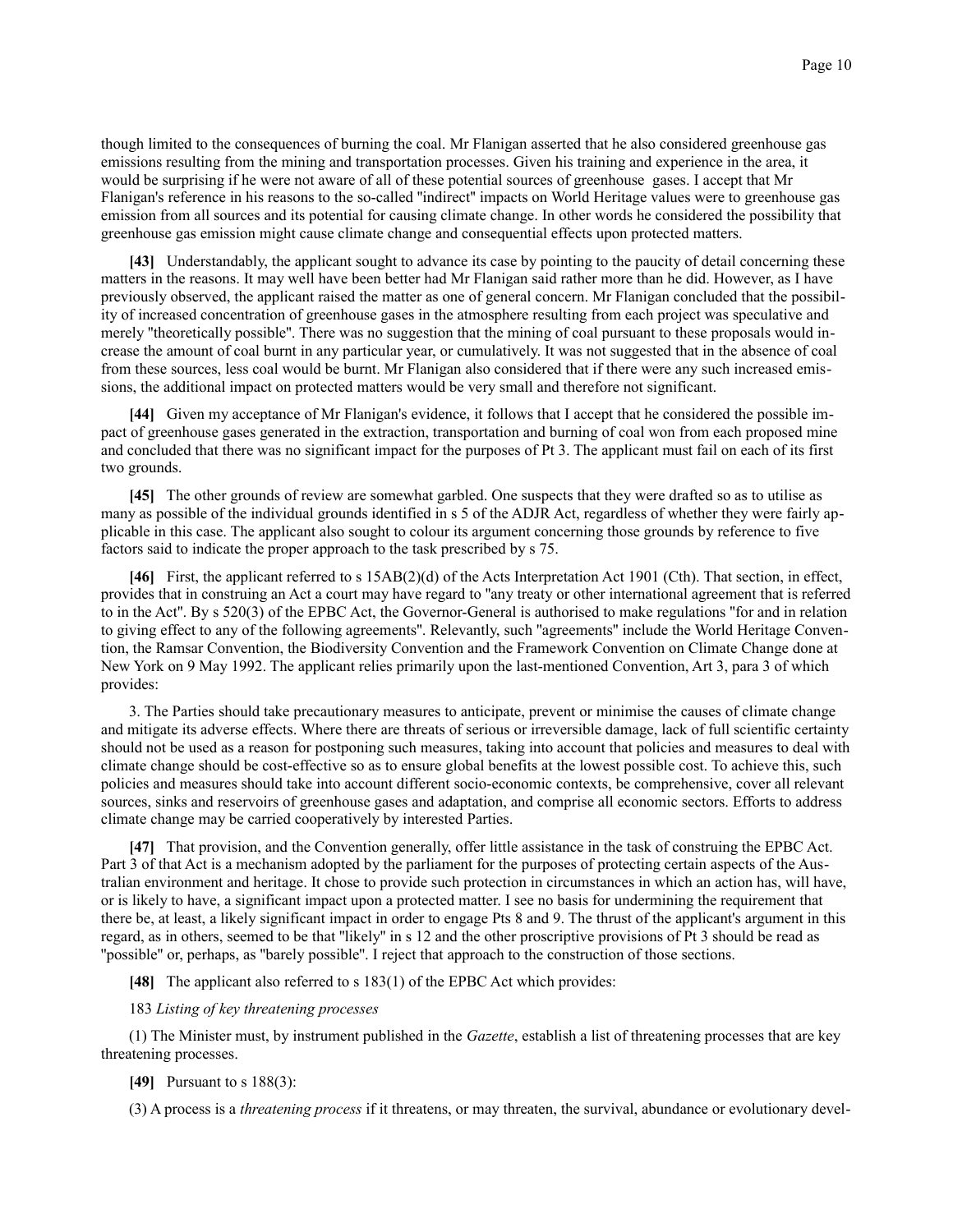though limited to the consequences of burning the coal. Mr Flanigan asserted that he also considered greenhouse gas emissions resulting from the mining and transportation processes. Given his training and experience in the area, it would be surprising if he were not aware of all of these potential sources of greenhouse gases. I accept that Mr Flanigan's reference in his reasons to the so-called "indirect" impacts on World Heritage values were to greenhouse gas emission from all sources and its potential for causing climate change. In other words he considered the possibility that greenhouse gas emission might cause climate change and consequential effects upon protected matters.

**[43]** Understandably, the applicant sought to advance its case by pointing to the paucity of detail concerning these matters in the reasons. It may well have been better had Mr Flanigan said rather more than he did. However, as I have previously observed, the applicant raised the matter as one of general concern. Mr Flanigan concluded that the possibility of increased concentration of greenhouse gases in the atmosphere resulting from each project was speculative and merely "theoretically possible". There was no suggestion that the mining of coal pursuant to these proposals would increase the amount of coal burnt in any particular year, or cumulatively. It was not suggested that in the absence of coal from these sources, less coal would be burnt. Mr Flanigan also considered that if there were any such increased emissions, the additional impact on protected matters would be very small and therefore not significant.

**[44]** Given my acceptance of Mr Flanigan's evidence, it follows that I accept that he considered the possible impact of greenhouse gases generated in the extraction, transportation and burning of coal won from each proposed mine and concluded that there was no significant impact for the purposes of Pt 3. The applicant must fail on each of its first two grounds.

**[45]** The other grounds of review are somewhat garbled. One suspects that they were drafted so as to utilise as many as possible of the individual grounds identified in s 5 of the ADJR Act, regardless of whether they were fairly applicable in this case. The applicant also sought to colour its argument concerning those grounds by reference to five factors said to indicate the proper approach to the task prescribed by s 75.

**[46]** First, the applicant referred to s 15AB(2)(d) of the Acts Interpretation Act 1901 (Cth). That section, in effect, provides that in construing an Act a court may have regard to "any treaty or other international agreement that is referred to in the Act". By s 520(3) of the EPBC Act, the Governor-General is authorised to make regulations "for and in relation to giving effect to any of the following agreements". Relevantly, such "agreements" include the World Heritage Convention, the Ramsar Convention, the Biodiversity Convention and the Framework Convention on Climate Change done at New York on 9 May 1992. The applicant relies primarily upon the last-mentioned Convention, Art 3, para 3 of which provides:

3. The Parties should take precautionary measures to anticipate, prevent or minimise the causes of climate change and mitigate its adverse effects. Where there are threats of serious or irreversible damage, lack of full scientific certainty should not be used as a reason for postponing such measures, taking into account that policies and measures to deal with climate change should be cost-effective so as to ensure global benefits at the lowest possible cost. To achieve this, such policies and measures should take into account different socio-economic contexts, be comprehensive, cover all relevant sources, sinks and reservoirs of greenhouse gases and adaptation, and comprise all economic sectors. Efforts to address climate change may be carried cooperatively by interested Parties.

**[47]** That provision, and the Convention generally, offer little assistance in the task of construing the EPBC Act. Part 3 of that Act is a mechanism adopted by the parliament for the purposes of protecting certain aspects of the Australian environment and heritage. It chose to provide such protection in circumstances in which an action has, will have, or is likely to have, a significant impact upon a protected matter. I see no basis for undermining the requirement that there be, at least, a likely significant impact in order to engage Pts 8 and 9. The thrust of the applicant's argument in this regard, as in others, seemed to be that "likely" in s 12 and the other proscriptive provisions of Pt 3 should be read as "possible" or, perhaps, as "barely possible". I reject that approach to the construction of those sections.

**[48]** The applicant also referred to s 183(1) of the EPBC Act which provides:

183 *Listing of key threatening processes*

(1) The Minister must, by instrument published in the *Gazette*, establish a list of threatening processes that are key threatening processes.

**[49]** Pursuant to s 188(3):

(3) A process is a *threatening process* if it threatens, or may threaten, the survival, abundance or evolutionary devel-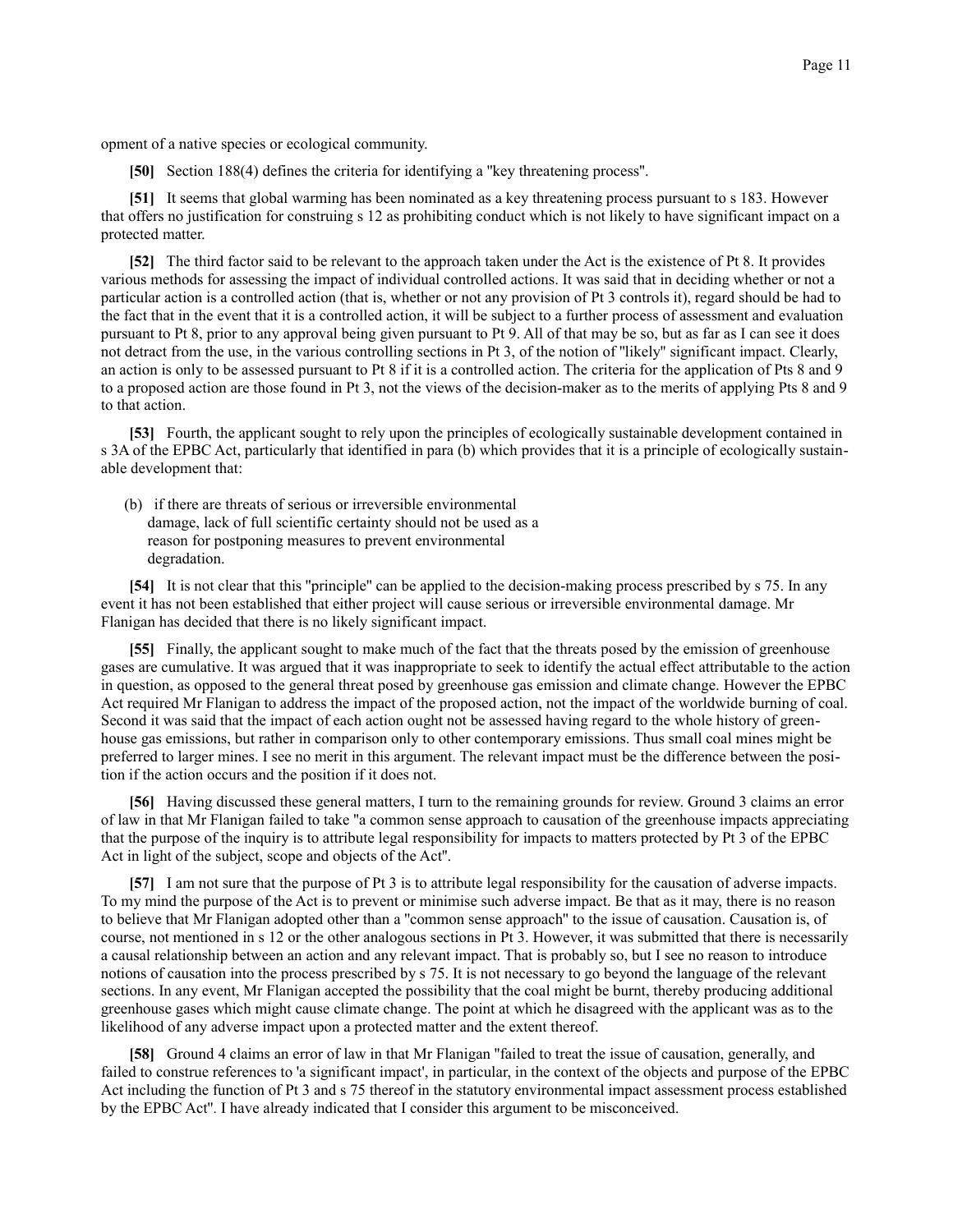opment of a native species or ecological community.

**[50]** Section 188(4) defines the criteria for identifying a "key threatening process".

**[51]** It seems that global warming has been nominated as a key threatening process pursuant to s 183. However that offers no justification for construing s 12 as prohibiting conduct which is not likely to have significant impact on a protected matter.

**[52]** The third factor said to be relevant to the approach taken under the Act is the existence of Pt 8. It provides various methods for assessing the impact of individual controlled actions. It was said that in deciding whether or not a particular action is a controlled action (that is, whether or not any provision of Pt 3 controls it), regard should be had to the fact that in the event that it is a controlled action, it will be subject to a further process of assessment and evaluation pursuant to Pt 8, prior to any approval being given pursuant to Pt 9. All of that may be so, but as far as I can see it does not detract from the use, in the various controlling sections in Pt 3, of the notion of "likely" significant impact. Clearly, an action is only to be assessed pursuant to Pt 8 if it is a controlled action. The criteria for the application of Pts 8 and 9 to a proposed action are those found in Pt 3, not the views of the decision-maker as to the merits of applying Pts 8 and 9 to that action.

**[53]** Fourth, the applicant sought to rely upon the principles of ecologically sustainable development contained in s 3A of the EPBC Act, particularly that identified in para (b) which provides that it is a principle of ecologically sustainable development that:

> (b) if there are threats of serious or irreversible environmental damage, lack of full scientific certainty should not be used as a reason for postponing measures to prevent environmental degradation.

**[54]** It is not clear that this "principle" can be applied to the decision-making process prescribed by s 75. In any event it has not been established that either project will cause serious or irreversible environmental damage. Mr Flanigan has decided that there is no likely significant impact.

**[55]** Finally, the applicant sought to make much of the fact that the threats posed by the emission of greenhouse gases are cumulative. It was argued that it was inappropriate to seek to identify the actual effect attributable to the action in question, as opposed to the general threat posed by greenhouse gas emission and climate change. However the EPBC Act required Mr Flanigan to address the impact of the proposed action, not the impact of the worldwide burning of coal. Second it was said that the impact of each action ought not be assessed having regard to the whole history of greenhouse gas emissions, but rather in comparison only to other contemporary emissions. Thus small coal mines might be preferred to larger mines. I see no merit in this argument. The relevant impact must be the difference between the position if the action occurs and the position if it does not.

**[56]** Having discussed these general matters, I turn to the remaining grounds for review. Ground 3 claims an error of law in that Mr Flanigan failed to take "a common sense approach to causation of the greenhouse impacts appreciating that the purpose of the inquiry is to attribute legal responsibility for impacts to matters protected by Pt 3 of the EPBC Act in light of the subject, scope and objects of the Act".

**[57]** I am not sure that the purpose of Pt 3 is to attribute legal responsibility for the causation of adverse impacts. To my mind the purpose of the Act is to prevent or minimise such adverse impact. Be that as it may, there is no reason to believe that Mr Flanigan adopted other than a "common sense approach" to the issue of causation. Causation is, of course, not mentioned in s 12 or the other analogous sections in Pt 3. However, it was submitted that there is necessarily a causal relationship between an action and any relevant impact. That is probably so, but I see no reason to introduce notions of causation into the process prescribed by s 75. It is not necessary to go beyond the language of the relevant sections. In any event, Mr Flanigan accepted the possibility that the coal might be burnt, thereby producing additional greenhouse gases which might cause climate change. The point at which he disagreed with the applicant was as to the likelihood of any adverse impact upon a protected matter and the extent thereof.

**[58]** Ground 4 claims an error of law in that Mr Flanigan "failed to treat the issue of causation, generally, and failed to construe references to 'a significant impact', in particular, in the context of the objects and purpose of the EPBC Act including the function of Pt 3 and s 75 thereof in the statutory environmental impact assessment process established by the EPBC Act". I have already indicated that I consider this argument to be misconceived.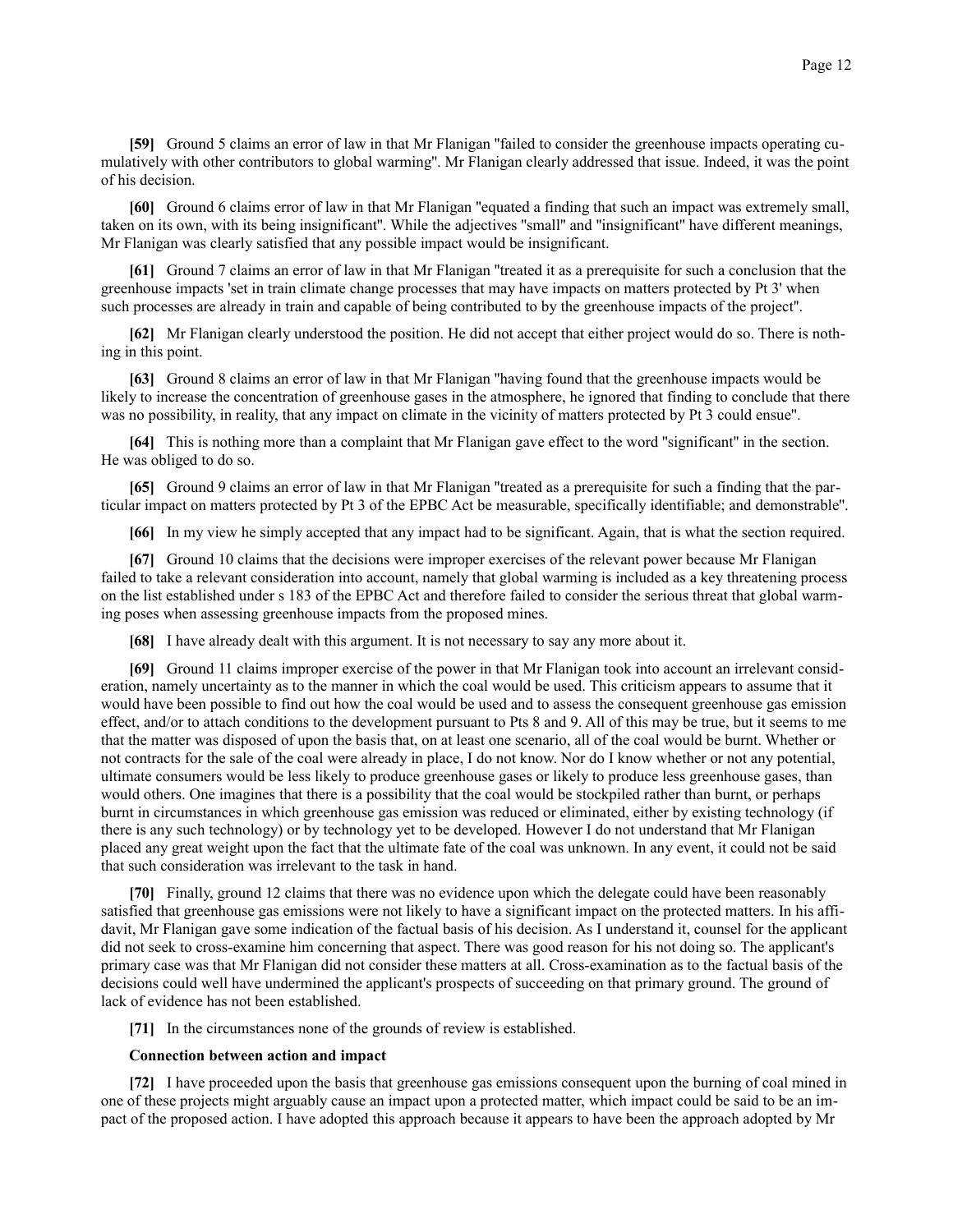**[59]** Ground 5 claims an error of law in that Mr Flanigan "failed to consider the greenhouse impacts operating cumulatively with other contributors to global warming". Mr Flanigan clearly addressed that issue. Indeed, it was the point of his decision.

**[60]** Ground 6 claims error of law in that Mr Flanigan "equated a finding that such an impact was extremely small, taken on its own, with its being insignificant". While the adjectives "small" and "insignificant" have different meanings, Mr Flanigan was clearly satisfied that any possible impact would be insignificant.

**[61]** Ground 7 claims an error of law in that Mr Flanigan "treated it as a prerequisite for such a conclusion that the greenhouse impacts 'set in train climate change processes that may have impacts on matters protected by Pt 3' when such processes are already in train and capable of being contributed to by the greenhouse impacts of the project".

**[62]** Mr Flanigan clearly understood the position. He did not accept that either project would do so. There is nothing in this point.

**[63]** Ground 8 claims an error of law in that Mr Flanigan "having found that the greenhouse impacts would be likely to increase the concentration of greenhouse gases in the atmosphere, he ignored that finding to conclude that there was no possibility, in reality, that any impact on climate in the vicinity of matters protected by Pt 3 could ensue".

**[64]** This is nothing more than a complaint that Mr Flanigan gave effect to the word "significant" in the section. He was obliged to do so.

**[65]** Ground 9 claims an error of law in that Mr Flanigan "treated as a prerequisite for such a finding that the particular impact on matters protected by Pt 3 of the EPBC Act be measurable, specifically identifiable; and demonstrable".

**[66]** In my view he simply accepted that any impact had to be significant. Again, that is what the section required.

**[67]** Ground 10 claims that the decisions were improper exercises of the relevant power because Mr Flanigan failed to take a relevant consideration into account, namely that global warming is included as a key threatening process on the list established under s 183 of the EPBC Act and therefore failed to consider the serious threat that global warming poses when assessing greenhouse impacts from the proposed mines.

**[68]** I have already dealt with this argument. It is not necessary to say any more about it.

**[69]** Ground 11 claims improper exercise of the power in that Mr Flanigan took into account an irrelevant consideration, namely uncertainty as to the manner in which the coal would be used. This criticism appears to assume that it would have been possible to find out how the coal would be used and to assess the consequent greenhouse gas emission effect, and/or to attach conditions to the development pursuant to Pts 8 and 9. All of this may be true, but it seems to me that the matter was disposed of upon the basis that, on at least one scenario, all of the coal would be burnt. Whether or not contracts for the sale of the coal were already in place, I do not know. Nor do I know whether or not any potential, ultimate consumers would be less likely to produce greenhouse gases or likely to produce less greenhouse gases, than would others. One imagines that there is a possibility that the coal would be stockpiled rather than burnt, or perhaps burnt in circumstances in which greenhouse gas emission was reduced or eliminated, either by existing technology (if there is any such technology) or by technology yet to be developed. However I do not understand that Mr Flanigan placed any great weight upon the fact that the ultimate fate of the coal was unknown. In any event, it could not be said that such consideration was irrelevant to the task in hand.

**[70]** Finally, ground 12 claims that there was no evidence upon which the delegate could have been reasonably satisfied that greenhouse gas emissions were not likely to have a significant impact on the protected matters. In his affidavit, Mr Flanigan gave some indication of the factual basis of his decision. As I understand it, counsel for the applicant did not seek to cross-examine him concerning that aspect. There was good reason for his not doing so. The applicant's primary case was that Mr Flanigan did not consider these matters at all. Cross-examination as to the factual basis of the decisions could well have undermined the applicant's prospects of succeeding on that primary ground. The ground of lack of evidence has not been established.

**[71]** In the circumstances none of the grounds of review is established.

**Connection between action and impact**

**[72]** I have proceeded upon the basis that greenhouse gas emissions consequent upon the burning of coal mined in one of these projects might arguably cause an impact upon a protected matter, which impact could be said to be an impact of the proposed action. I have adopted this approach because it appears to have been the approach adopted by Mr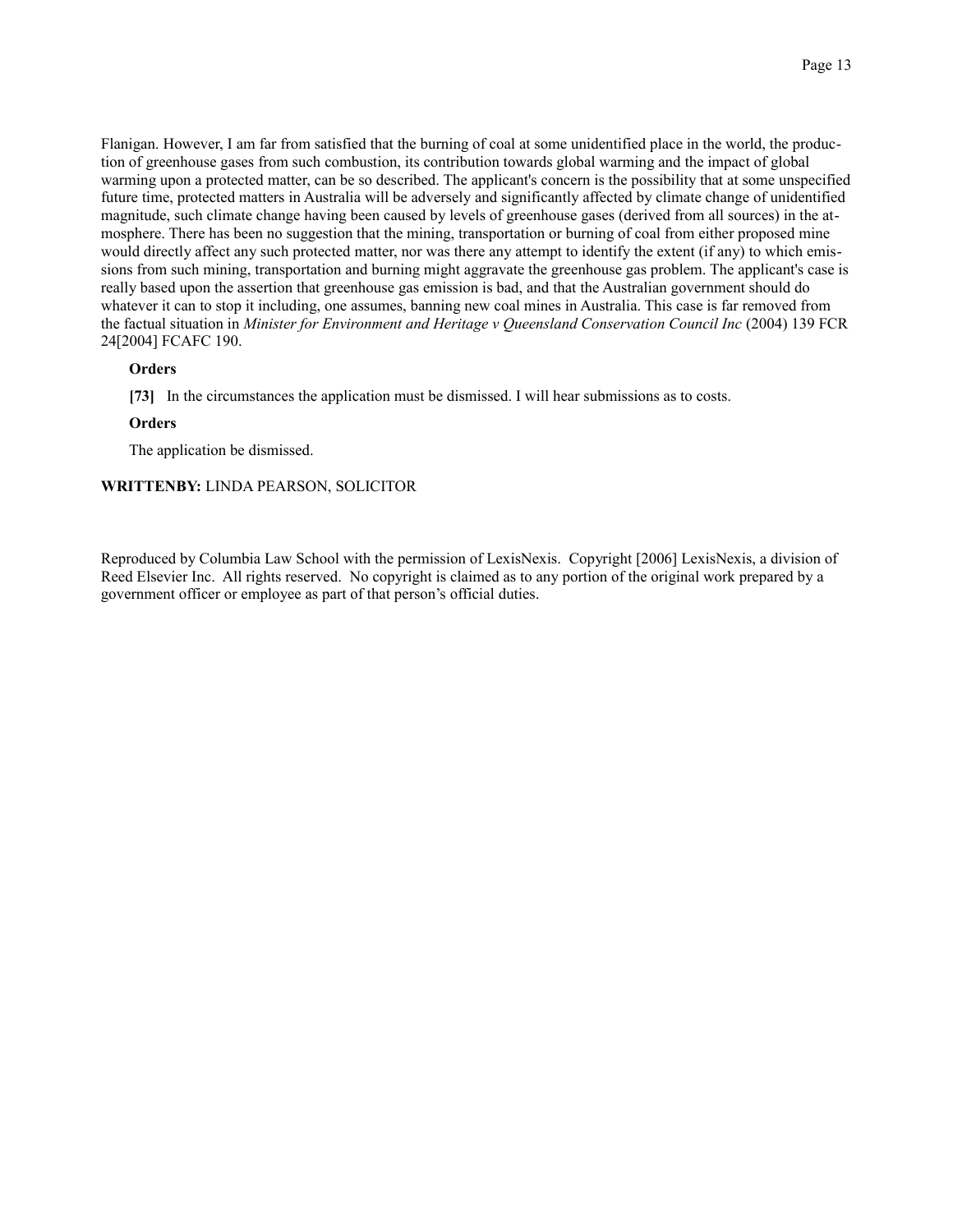Flanigan. However, I am far from satisfied that the burning of coal at some unidentified place in the world, the production of greenhouse gases from such combustion, its contribution towards global warming and the impact of global warming upon a protected matter, can be so described. The applicant's concern is the possibility that at some unspecified future time, protected matters in Australia will be adversely and significantly affected by climate change of unidentified magnitude, such climate change having been caused by levels of greenhouse gases (derived from all sources) in the atmosphere. There has been no suggestion that the mining, transportation or burning of coal from either proposed mine would directly affect any such protected matter, nor was there any attempt to identify the extent (if any) to which emissions from such mining, transportation and burning might aggravate the greenhouse gas problem. The applicant's case is really based upon the assertion that greenhouse gas emission is bad, and that the Australian government should do whatever it can to stop it including, one assumes, banning new coal mines in Australia. This case is far removed from the factual situation in *Minister for Environment and Heritage v Queensland Conservation Council Inc* (2004) 139 FCR 24[2004] FCAFC 190.

**Orders**

**[73]** In the circumstances the application must be dismissed. I will hear submissions as to costs.

**Orders**

The application be dismissed.

**WRITTENBY:** LINDA PEARSON, SOLICITOR

Reproduced by Columbia Law School with the permission of LexisNexis. Copyright [2006] LexisNexis, a division of Reed Elsevier Inc. All rights reserved. No copyright is claimed as to any portion of the original work prepared by a government officer or employee as part of that person's official duties.